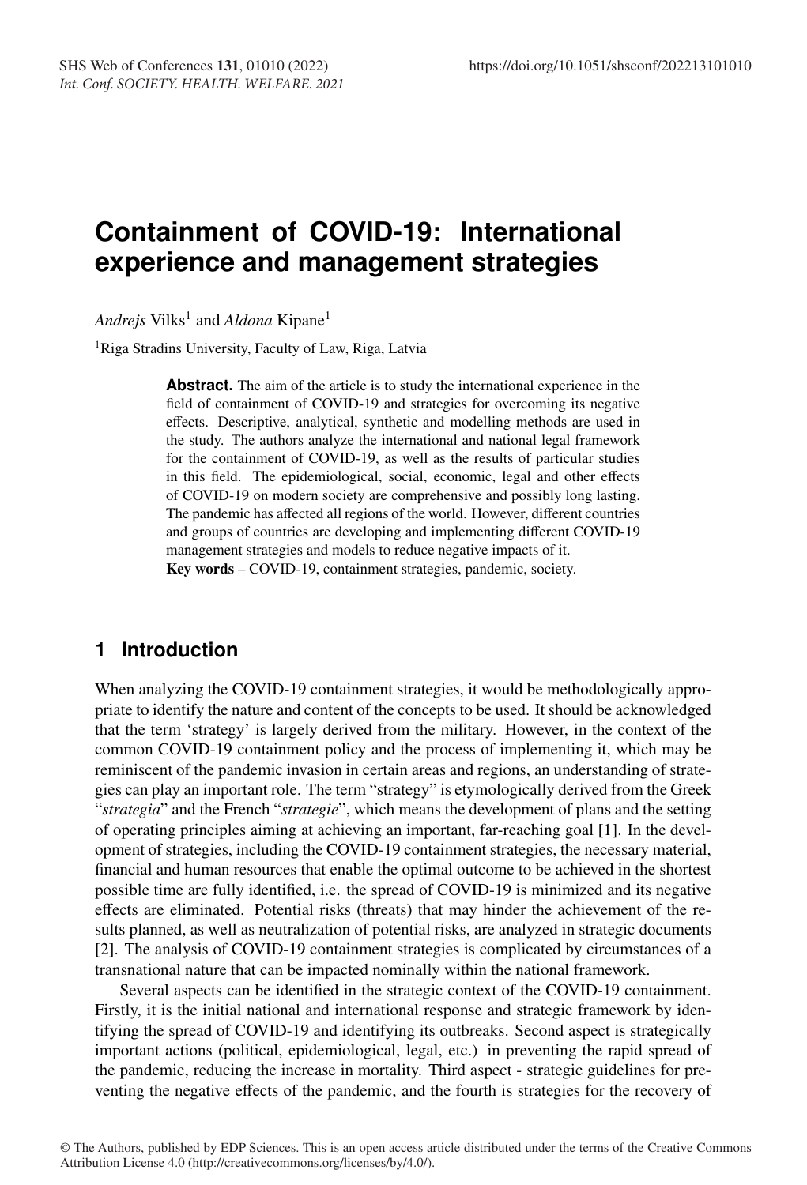# Containment of COVID-19: International experience and management strategies

*Andrejs* Vilks[1] and *Aldona* Kipane[1]

[1]Riga Stradins University, Faculty of Law, Riga, Latvia

**Abstract.** The aim of the article is to study the international experience in the field of containment of COVID-19 and strategies for overcoming its negative effects. Descriptive, analytical, synthetic and modelling methods are used in the study. The authors analyze the international and national legal framework for the containment of COVID-19, as well as the results of particular studies in this field. The epidemiological, social, economic, legal and other effects of COVID-19 on modern society are comprehensive and possibly long lasting. The pandemic has affected all regions of the world. However, different countries and groups of countries are developing and implementing different COVID-19 management strategies and models to reduce negative impacts of it.
**Key words** – COVID-19, containment strategies, pandemic, society.

## 1 Introduction

When analyzing the COVID-19 containment strategies, it would be methodologically appropriate to identify the nature and content of the concepts to be used. It should be acknowledged that the term 'strategy' is largely derived from the military. However, in the context of the common COVID-19 containment policy and the process of implementing it, which may be reminiscent of the pandemic invasion in certain areas and regions, an understanding of strategies can play an important role. The term "strategy" is etymologically derived from the Greek "*strategia*" and the French "*strategie*", which means the development of plans and the setting of operating principles aiming at achieving an important, far-reaching goal [1]. In the development of strategies, including the COVID-19 containment strategies, the necessary material, financial and human resources that enable the optimal outcome to be achieved in the shortest possible time are fully identified, i.e. the spread of COVID-19 is minimized and its negative effects are eliminated. Potential risks (threats) that may hinder the achievement of the results planned, as well as neutralization of potential risks, are analyzed in strategic documents [2]. The analysis of COVID-19 containment strategies is complicated by circumstances of a transnational nature that can be impacted nominally within the national framework.

Several aspects can be identified in the strategic context of the COVID-19 containment. Firstly, it is the initial national and international response and strategic framework by identifying the spread of COVID-19 and identifying its outbreaks. Second aspect is strategically important actions (political, epidemiological, legal, etc.) in preventing the rapid spread of the pandemic, reducing the increase in mortality. Third aspect - strategic guidelines for preventing the negative effects of the pandemic, and the fourth is strategies for the recovery of

© The Authors, published by EDP Sciences. This is an open access article distributed under the terms of the Creative Commons Attribution License 4.0 (http://creativecommons.org/licenses/by/4.0/).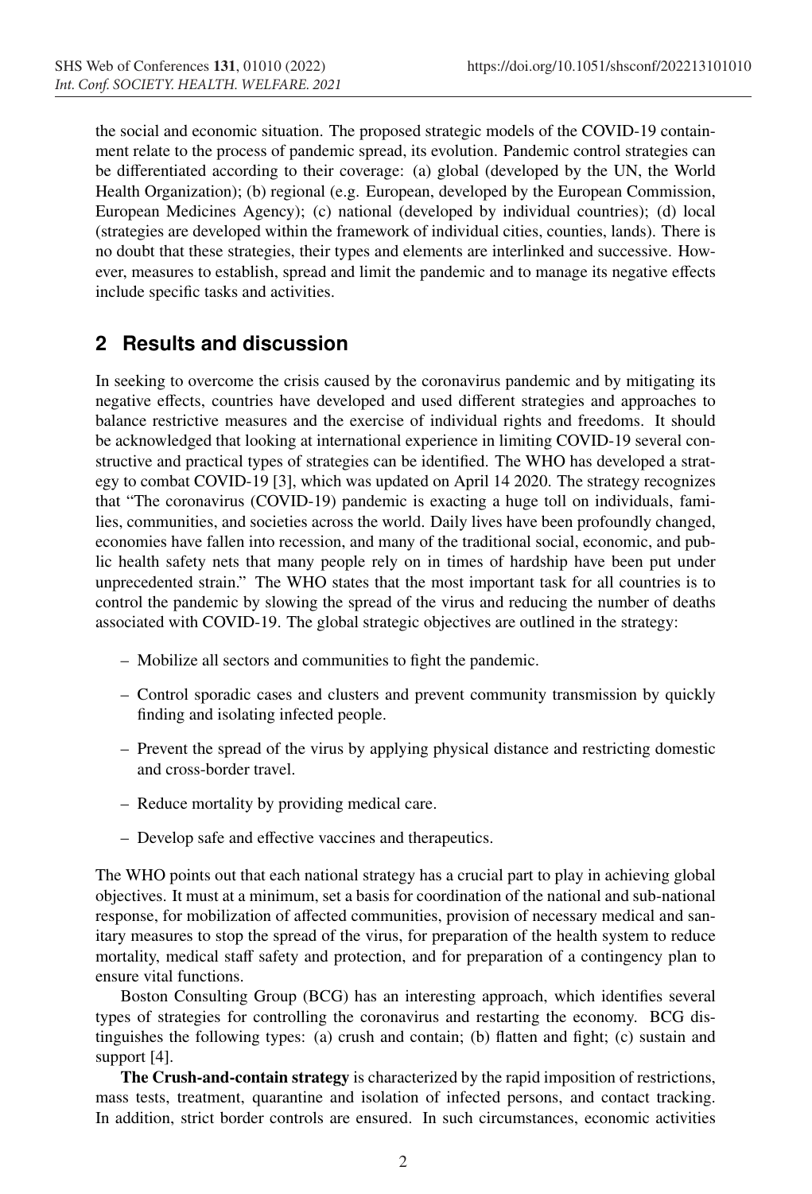the social and economic situation. The proposed strategic models of the COVID-19 containment relate to the process of pandemic spread, its evolution. Pandemic control strategies can be differentiated according to their coverage: (a) global (developed by the UN, the World Health Organization); (b) regional (e.g. European, developed by the European Commission, European Medicines Agency); (c) national (developed by individual countries); (d) local (strategies are developed within the framework of individual cities, counties, lands). There is no doubt that these strategies, their types and elements are interlinked and successive. However, measures to establish, spread and limit the pandemic and to manage its negative effects include specific tasks and activities.

## 2 Results and discussion

In seeking to overcome the crisis caused by the coronavirus pandemic and by mitigating its negative effects, countries have developed and used different strategies and approaches to balance restrictive measures and the exercise of individual rights and freedoms. It should be acknowledged that looking at international experience in limiting COVID-19 several constructive and practical types of strategies can be identified. The WHO has developed a strategy to combat COVID-19 [3], which was updated on April 14 2020. The strategy recognizes that "The coronavirus (COVID-19) pandemic is exacting a huge toll on individuals, families, communities, and societies across the world. Daily lives have been profoundly changed, economies have fallen into recession, and many of the traditional social, economic, and public health safety nets that many people rely on in times of hardship have been put under unprecedented strain." The WHO states that the most important task for all countries is to control the pandemic by slowing the spread of the virus and reducing the number of deaths associated with COVID-19. The global strategic objectives are outlined in the strategy:

- Mobilize all sectors and communities to fight the pandemic.
- Control sporadic cases and clusters and prevent community transmission by quickly finding and isolating infected people.
- Prevent the spread of the virus by applying physical distance and restricting domestic and cross-border travel.
- Reduce mortality by providing medical care.
- Develop safe and effective vaccines and therapeutics.

The WHO points out that each national strategy has a crucial part to play in achieving global objectives. It must at a minimum, set a basis for coordination of the national and sub-national response, for mobilization of affected communities, provision of necessary medical and sanitary measures to stop the spread of the virus, for preparation of the health system to reduce mortality, medical staff safety and protection, and for preparation of a contingency plan to ensure vital functions.

Boston Consulting Group (BCG) has an interesting approach, which identifies several types of strategies for controlling the coronavirus and restarting the economy. BCG distinguishes the following types: (a) crush and contain; (b) flatten and fight; (c) sustain and support [4].

**The Crush-and-contain strategy** is characterized by the rapid imposition of restrictions, mass tests, treatment, quarantine and isolation of infected persons, and contact tracking. In addition, strict border controls are ensured. In such circumstances, economic activities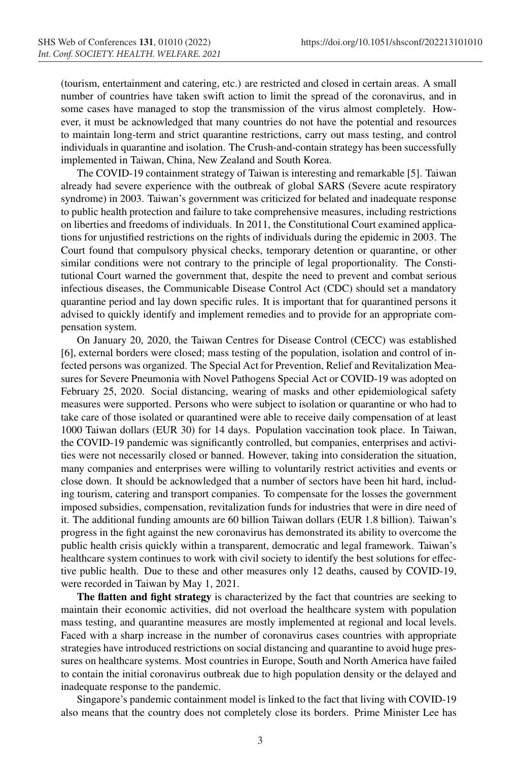(tourism, entertainment and catering, etc.) are restricted and closed in certain areas. A small number of countries have taken swift action to limit the spread of the coronavirus, and in some cases have managed to stop the transmission of the virus almost completely. However, it must be acknowledged that many countries do not have the potential and resources to maintain long-term and strict quarantine restrictions, carry out mass testing, and control individuals in quarantine and isolation. The Crush-and-contain strategy has been successfully implemented in Taiwan, China, New Zealand and South Korea.

The COVID-19 containment strategy of Taiwan is interesting and remarkable [5]. Taiwan already had severe experience with the outbreak of global SARS (Severe acute respiratory syndrome) in 2003. Taiwan's government was criticized for belated and inadequate response to public health protection and failure to take comprehensive measures, including restrictions on liberties and freedoms of individuals. In 2011, the Constitutional Court examined applications for unjustified restrictions on the rights of individuals during the epidemic in 2003. The Court found that compulsory physical checks, temporary detention or quarantine, or other similar conditions were not contrary to the principle of legal proportionality. The Constitutional Court warned the government that, despite the need to prevent and combat serious infectious diseases, the Communicable Disease Control Act (CDC) should set a mandatory quarantine period and lay down specific rules. It is important that for quarantined persons it advised to quickly identify and implement remedies and to provide for an appropriate compensation system.

On January 20, 2020, the Taiwan Centres for Disease Control (CECC) was established [6], external borders were closed; mass testing of the population, isolation and control of infected persons was organized. The Special Act for Prevention, Relief and Revitalization Measures for Severe Pneumonia with Novel Pathogens Special Act or COVID-19 was adopted on February 25, 2020. Social distancing, wearing of masks and other epidemiological safety measures were supported. Persons who were subject to isolation or quarantine or who had to take care of those isolated or quarantined were able to receive daily compensation of at least 1000 Taiwan dollars (EUR 30) for 14 days. Population vaccination took place. In Taiwan, the COVID-19 pandemic was significantly controlled, but companies, enterprises and activities were not necessarily closed or banned. However, taking into consideration the situation, many companies and enterprises were willing to voluntarily restrict activities and events or close down. It should be acknowledged that a number of sectors have been hit hard, including tourism, catering and transport companies. To compensate for the losses the government imposed subsidies, compensation, revitalization funds for industries that were in dire need of it. The additional funding amounts are 60 billion Taiwan dollars (EUR 1.8 billion). Taiwan's progress in the fight against the new coronavirus has demonstrated its ability to overcome the public health crisis quickly within a transparent, democratic and legal framework. Taiwan's healthcare system continues to work with civil society to identify the best solutions for effective public health. Due to these and other measures only 12 deaths, caused by COVID-19, were recorded in Taiwan by May 1, 2021.

**The flatten and fight strategy** is characterized by the fact that countries are seeking to maintain their economic activities, did not overload the healthcare system with population mass testing, and quarantine measures are mostly implemented at regional and local levels. Faced with a sharp increase in the number of coronavirus cases countries with appropriate strategies have introduced restrictions on social distancing and quarantine to avoid huge pressures on healthcare systems. Most countries in Europe, South and North America have failed to contain the initial coronavirus outbreak due to high population density or the delayed and inadequate response to the pandemic.

Singapore's pandemic containment model is linked to the fact that living with COVID-19 also means that the country does not completely close its borders. Prime Minister Lee has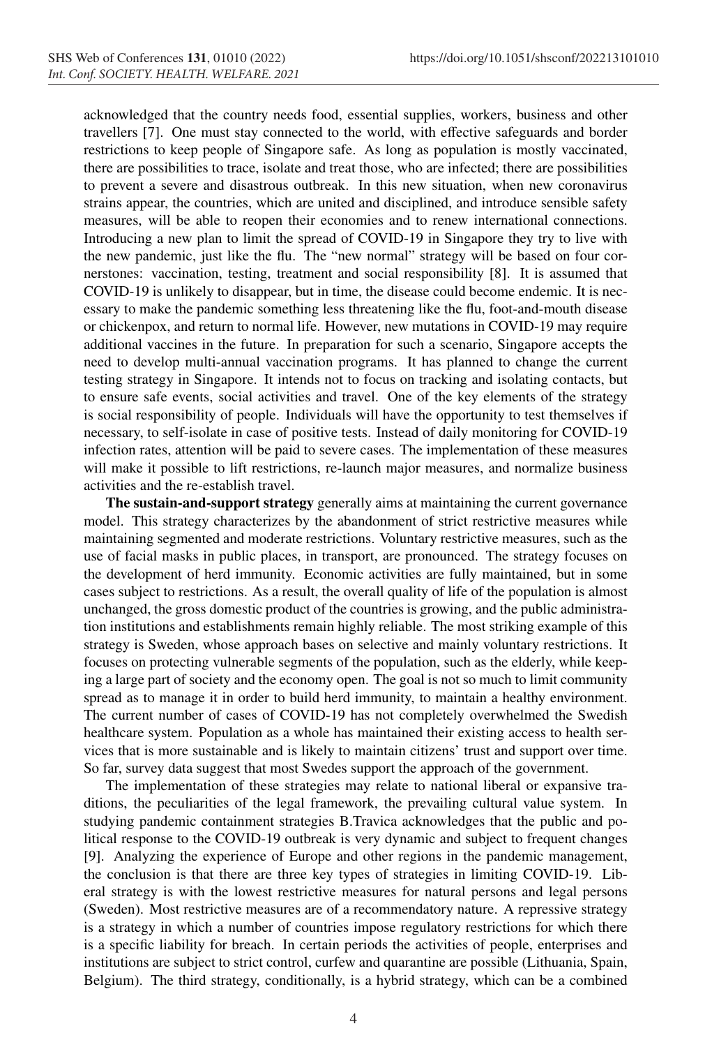acknowledged that the country needs food, essential supplies, workers, business and other travellers [7]. One must stay connected to the world, with effective safeguards and border restrictions to keep people of Singapore safe. As long as population is mostly vaccinated, there are possibilities to trace, isolate and treat those, who are infected; there are possibilities to prevent a severe and disastrous outbreak. In this new situation, when new coronavirus strains appear, the countries, which are united and disciplined, and introduce sensible safety measures, will be able to reopen their economies and to renew international connections. Introducing a new plan to limit the spread of COVID-19 in Singapore they try to live with the new pandemic, just like the flu. The "new normal" strategy will be based on four cornerstones: vaccination, testing, treatment and social responsibility [8]. It is assumed that COVID-19 is unlikely to disappear, but in time, the disease could become endemic. It is necessary to make the pandemic something less threatening like the flu, foot-and-mouth disease or chickenpox, and return to normal life. However, new mutations in COVID-19 may require additional vaccines in the future. In preparation for such a scenario, Singapore accepts the need to develop multi-annual vaccination programs. It has planned to change the current testing strategy in Singapore. It intends not to focus on tracking and isolating contacts, but to ensure safe events, social activities and travel. One of the key elements of the strategy is social responsibility of people. Individuals will have the opportunity to test themselves if necessary, to self-isolate in case of positive tests. Instead of daily monitoring for COVID-19 infection rates, attention will be paid to severe cases. The implementation of these measures will make it possible to lift restrictions, re-launch major measures, and normalize business activities and the re-establish travel.

**The sustain-and-support strategy** generally aims at maintaining the current governance model. This strategy characterizes by the abandonment of strict restrictive measures while maintaining segmented and moderate restrictions. Voluntary restrictive measures, such as the use of facial masks in public places, in transport, are pronounced. The strategy focuses on the development of herd immunity. Economic activities are fully maintained, but in some cases subject to restrictions. As a result, the overall quality of life of the population is almost unchanged, the gross domestic product of the countries is growing, and the public administration institutions and establishments remain highly reliable. The most striking example of this strategy is Sweden, whose approach bases on selective and mainly voluntary restrictions. It focuses on protecting vulnerable segments of the population, such as the elderly, while keeping a large part of society and the economy open. The goal is not so much to limit community spread as to manage it in order to build herd immunity, to maintain a healthy environment. The current number of cases of COVID-19 has not completely overwhelmed the Swedish healthcare system. Population as a whole has maintained their existing access to health services that is more sustainable and is likely to maintain citizens' trust and support over time. So far, survey data suggest that most Swedes support the approach of the government.

The implementation of these strategies may relate to national liberal or expansive traditions, the peculiarities of the legal framework, the prevailing cultural value system. In studying pandemic containment strategies B.Travica acknowledges that the public and political response to the COVID-19 outbreak is very dynamic and subject to frequent changes [9]. Analyzing the experience of Europe and other regions in the pandemic management, the conclusion is that there are three key types of strategies in limiting COVID-19. Liberal strategy is with the lowest restrictive measures for natural persons and legal persons (Sweden). Most restrictive measures are of a recommendatory nature. A repressive strategy is a strategy in which a number of countries impose regulatory restrictions for which there is a specific liability for breach. In certain periods the activities of people, enterprises and institutions are subject to strict control, curfew and quarantine are possible (Lithuania, Spain, Belgium). The third strategy, conditionally, is a hybrid strategy, which can be a combined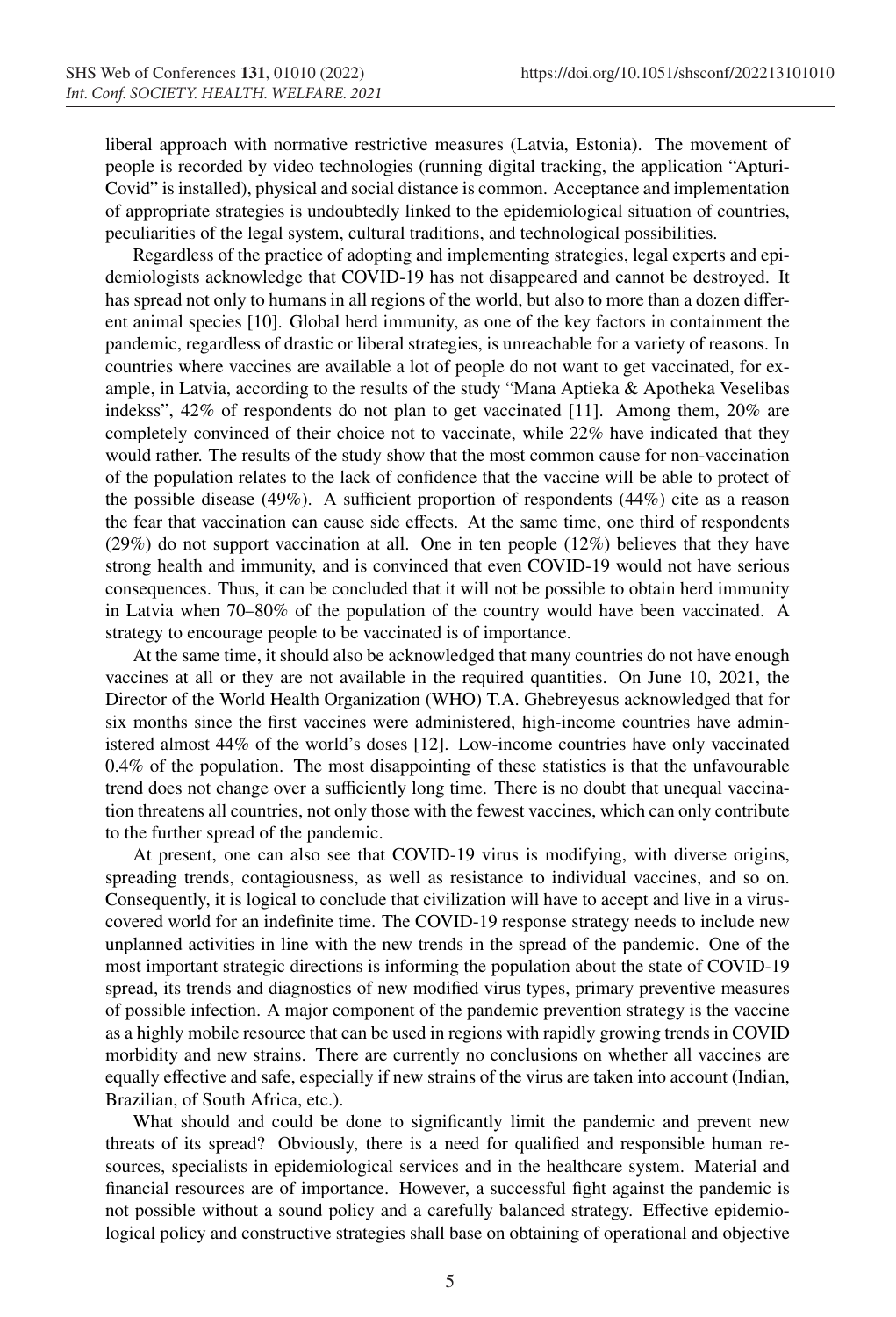liberal approach with normative restrictive measures (Latvia, Estonia). The movement of people is recorded by video technologies (running digital tracking, the application "Apturi-Covid" is installed), physical and social distance is common. Acceptance and implementation of appropriate strategies is undoubtedly linked to the epidemiological situation of countries, peculiarities of the legal system, cultural traditions, and technological possibilities.

Regardless of the practice of adopting and implementing strategies, legal experts and epidemiologists acknowledge that COVID-19 has not disappeared and cannot be destroyed. It has spread not only to humans in all regions of the world, but also to more than a dozen different animal species [10]. Global herd immunity, as one of the key factors in containment the pandemic, regardless of drastic or liberal strategies, is unreachable for a variety of reasons. In countries where vaccines are available a lot of people do not want to get vaccinated, for example, in Latvia, according to the results of the study "Mana Aptieka & Apotheka Veselibas indekss", 42% of respondents do not plan to get vaccinated [11]. Among them, 20% are completely convinced of their choice not to vaccinate, while 22% have indicated that they would rather. The results of the study show that the most common cause for non-vaccination of the population relates to the lack of confidence that the vaccine will be able to protect of the possible disease (49%). A sufficient proportion of respondents (44%) cite as a reason the fear that vaccination can cause side effects. At the same time, one third of respondents (29%) do not support vaccination at all. One in ten people (12%) believes that they have strong health and immunity, and is convinced that even COVID-19 would not have serious consequences. Thus, it can be concluded that it will not be possible to obtain herd immunity in Latvia when 70–80% of the population of the country would have been vaccinated. A strategy to encourage people to be vaccinated is of importance.

At the same time, it should also be acknowledged that many countries do not have enough vaccines at all or they are not available in the required quantities. On June 10, 2021, the Director of the World Health Organization (WHO) T.A. Ghebreyesus acknowledged that for six months since the first vaccines were administered, high-income countries have administered almost 44% of the world's doses [12]. Low-income countries have only vaccinated 0.4% of the population. The most disappointing of these statistics is that the unfavourable trend does not change over a sufficiently long time. There is no doubt that unequal vaccination threatens all countries, not only those with the fewest vaccines, which can only contribute to the further spread of the pandemic.

At present, one can also see that COVID-19 virus is modifying, with diverse origins, spreading trends, contagiousness, as well as resistance to individual vaccines, and so on. Consequently, it is logical to conclude that civilization will have to accept and live in a virus-covered world for an indefinite time. The COVID-19 response strategy needs to include new unplanned activities in line with the new trends in the spread of the pandemic. One of the most important strategic directions is informing the population about the state of COVID-19 spread, its trends and diagnostics of new modified virus types, primary preventive measures of possible infection. A major component of the pandemic prevention strategy is the vaccine as a highly mobile resource that can be used in regions with rapidly growing trends in COVID morbidity and new strains. There are currently no conclusions on whether all vaccines are equally effective and safe, especially if new strains of the virus are taken into account (Indian, Brazilian, of South Africa, etc.).

What should and could be done to significantly limit the pandemic and prevent new threats of its spread? Obviously, there is a need for qualified and responsible human resources, specialists in epidemiological services and in the healthcare system. Material and financial resources are of importance. However, a successful fight against the pandemic is not possible without a sound policy and a carefully balanced strategy. Effective epidemiological policy and constructive strategies shall base on obtaining of operational and objective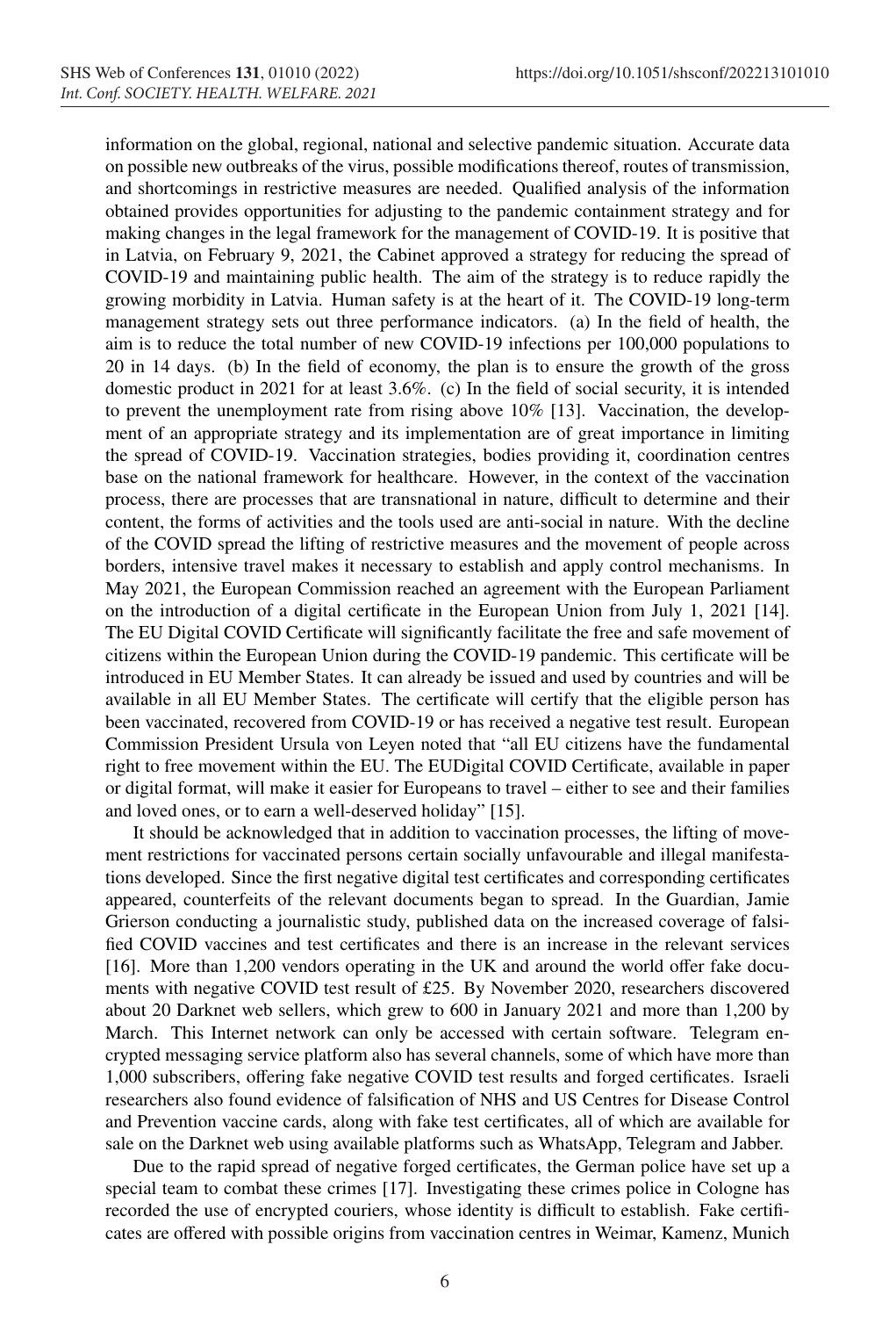information on the global, regional, national and selective pandemic situation. Accurate data on possible new outbreaks of the virus, possible modifications thereof, routes of transmission, and shortcomings in restrictive measures are needed. Qualified analysis of the information obtained provides opportunities for adjusting to the pandemic containment strategy and for making changes in the legal framework for the management of COVID-19. It is positive that in Latvia, on February 9, 2021, the Cabinet approved a strategy for reducing the spread of COVID-19 and maintaining public health. The aim of the strategy is to reduce rapidly the growing morbidity in Latvia. Human safety is at the heart of it. The COVID-19 long-term management strategy sets out three performance indicators. (a) In the field of health, the aim is to reduce the total number of new COVID-19 infections per 100,000 populations to 20 in 14 days. (b) In the field of economy, the plan is to ensure the growth of the gross domestic product in 2021 for at least 3.6%. (c) In the field of social security, it is intended to prevent the unemployment rate from rising above 10% [13]. Vaccination, the development of an appropriate strategy and its implementation are of great importance in limiting the spread of COVID-19. Vaccination strategies, bodies providing it, coordination centres base on the national framework for healthcare. However, in the context of the vaccination process, there are processes that are transnational in nature, difficult to determine and their content, the forms of activities and the tools used are anti-social in nature. With the decline of the COVID spread the lifting of restrictive measures and the movement of people across borders, intensive travel makes it necessary to establish and apply control mechanisms. In May 2021, the European Commission reached an agreement with the European Parliament on the introduction of a digital certificate in the European Union from July 1, 2021 [14]. The EU Digital COVID Certificate will significantly facilitate the free and safe movement of citizens within the European Union during the COVID-19 pandemic. This certificate will be introduced in EU Member States. It can already be issued and used by countries and will be available in all EU Member States. The certificate will certify that the eligible person has been vaccinated, recovered from COVID-19 or has received a negative test result. European Commission President Ursula von Leyen noted that "all EU citizens have the fundamental right to free movement within the EU. The EUDigital COVID Certificate, available in paper or digital format, will make it easier for Europeans to travel – either to see and their families and loved ones, or to earn a well-deserved holiday" [15].

It should be acknowledged that in addition to vaccination processes, the lifting of movement restrictions for vaccinated persons certain socially unfavourable and illegal manifestations developed. Since the first negative digital test certificates and corresponding certificates appeared, counterfeits of the relevant documents began to spread. In the Guardian, Jamie Grierson conducting a journalistic study, published data on the increased coverage of falsified COVID vaccines and test certificates and there is an increase in the relevant services [16]. More than 1,200 vendors operating in the UK and around the world offer fake documents with negative COVID test result of £25. By November 2020, researchers discovered about 20 Darknet web sellers, which grew to 600 in January 2021 and more than 1,200 by March. This Internet network can only be accessed with certain software. Telegram encrypted messaging service platform also has several channels, some of which have more than 1,000 subscribers, offering fake negative COVID test results and forged certificates. Israeli researchers also found evidence of falsification of NHS and US Centres for Disease Control and Prevention vaccine cards, along with fake test certificates, all of which are available for sale on the Darknet web using available platforms such as WhatsApp, Telegram and Jabber.

Due to the rapid spread of negative forged certificates, the German police have set up a special team to combat these crimes [17]. Investigating these crimes police in Cologne has recorded the use of encrypted couriers, whose identity is difficult to establish. Fake certificates are offered with possible origins from vaccination centres in Weimar, Kamenz, Munich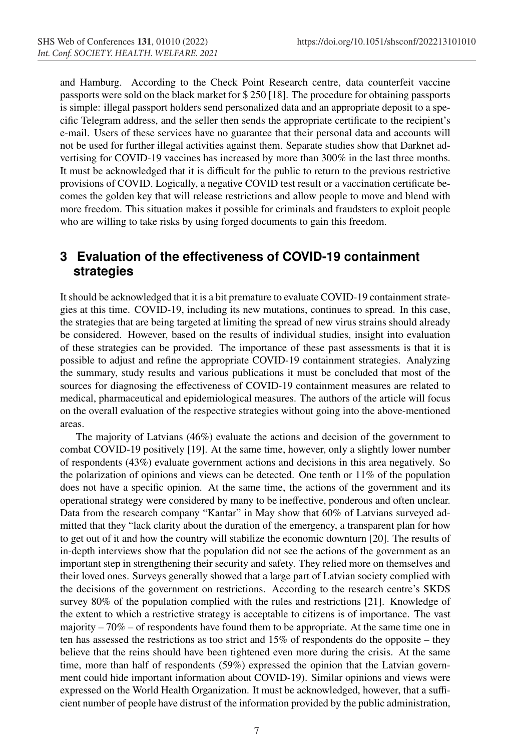and Hamburg. According to the Check Point Research centre, data counterfeit vaccine passports were sold on the black market for $ 250 [18]. The procedure for obtaining passports is simple: illegal passport holders send personalized data and an appropriate deposit to a specific Telegram address, and the seller then sends the appropriate certificate to the recipient's e-mail. Users of these services have no guarantee that their personal data and accounts will not be used for further illegal activities against them. Separate studies show that Darknet advertising for COVID-19 vaccines has increased by more than 300% in the last three months. It must be acknowledged that it is difficult for the public to return to the previous restrictive provisions of COVID. Logically, a negative COVID test result or a vaccination certificate becomes the golden key that will release restrictions and allow people to move and blend with more freedom. This situation makes it possible for criminals and fraudsters to exploit people who are willing to take risks by using forged documents to gain this freedom.

## 3 Evaluation of the effectiveness of COVID-19 containment strategies

It should be acknowledged that it is a bit premature to evaluate COVID-19 containment strategies at this time. COVID-19, including its new mutations, continues to spread. In this case, the strategies that are being targeted at limiting the spread of new virus strains should already be considered. However, based on the results of individual studies, insight into evaluation of these strategies can be provided. The importance of these past assessments is that it is possible to adjust and refine the appropriate COVID-19 containment strategies. Analyzing the summary, study results and various publications it must be concluded that most of the sources for diagnosing the effectiveness of COVID-19 containment measures are related to medical, pharmaceutical and epidemiological measures. The authors of the article will focus on the overall evaluation of the respective strategies without going into the above-mentioned areas.

The majority of Latvians (46%) evaluate the actions and decision of the government to combat COVID-19 positively [19]. At the same time, however, only a slightly lower number of respondents (43%) evaluate government actions and decisions in this area negatively. So the polarization of opinions and views can be detected. One tenth or 11% of the population does not have a specific opinion. At the same time, the actions of the government and its operational strategy were considered by many to be ineffective, ponderous and often unclear. Data from the research company "Kantar" in May show that 60% of Latvians surveyed admitted that they "lack clarity about the duration of the emergency, a transparent plan for how to get out of it and how the country will stabilize the economic downturn [20]. The results of in-depth interviews show that the population did not see the actions of the government as an important step in strengthening their security and safety. They relied more on themselves and their loved ones. Surveys generally showed that a large part of Latvian society complied with the decisions of the government on restrictions. According to the research centre's SKDS survey 80% of the population complied with the rules and restrictions [21]. Knowledge of the extent to which a restrictive strategy is acceptable to citizens is of importance. The vast majority – 70% – of respondents have found them to be appropriate. At the same time one in ten has assessed the restrictions as too strict and 15% of respondents do the opposite – they believe that the reins should have been tightened even more during the crisis. At the same time, more than half of respondents (59%) expressed the opinion that the Latvian government could hide important information about COVID-19). Similar opinions and views were expressed on the World Health Organization. It must be acknowledged, however, that a sufficient number of people have distrust of the information provided by the public administration,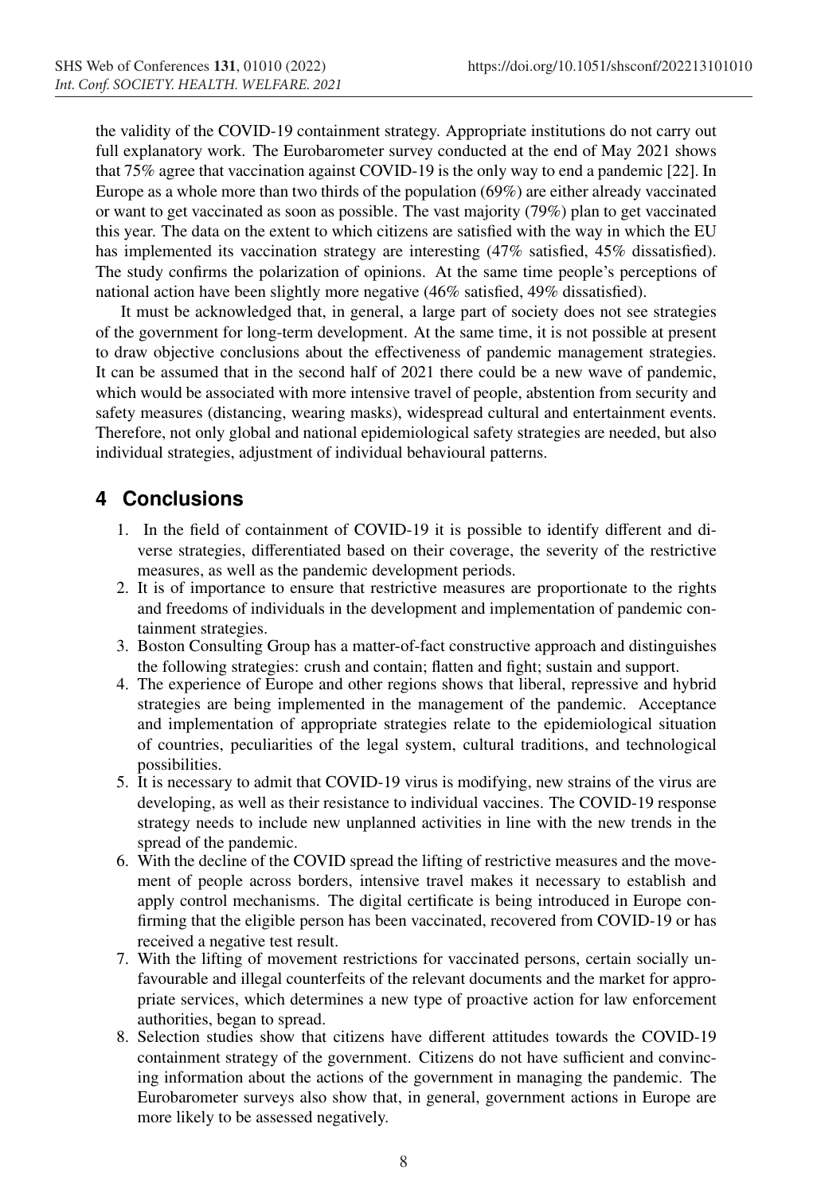the validity of the COVID-19 containment strategy. Appropriate institutions do not carry out full explanatory work. The Eurobarometer survey conducted at the end of May 2021 shows that 75% agree that vaccination against COVID-19 is the only way to end a pandemic [22]. In Europe as a whole more than two thirds of the population (69%) are either already vaccinated or want to get vaccinated as soon as possible. The vast majority (79%) plan to get vaccinated this year. The data on the extent to which citizens are satisfied with the way in which the EU has implemented its vaccination strategy are interesting (47% satisfied, 45% dissatisfied). The study confirms the polarization of opinions. At the same time people's perceptions of national action have been slightly more negative (46% satisfied, 49% dissatisfied).

It must be acknowledged that, in general, a large part of society does not see strategies of the government for long-term development. At the same time, it is not possible at present to draw objective conclusions about the effectiveness of pandemic management strategies. It can be assumed that in the second half of 2021 there could be a new wave of pandemic, which would be associated with more intensive travel of people, abstention from security and safety measures (distancing, wearing masks), widespread cultural and entertainment events. Therefore, not only global and national epidemiological safety strategies are needed, but also individual strategies, adjustment of individual behavioural patterns.

## 4 Conclusions

1. In the field of containment of COVID-19 it is possible to identify different and diverse strategies, differentiated based on their coverage, the severity of the restrictive measures, as well as the pandemic development periods.
2. It is of importance to ensure that restrictive measures are proportionate to the rights and freedoms of individuals in the development and implementation of pandemic containment strategies.
3. Boston Consulting Group has a matter-of-fact constructive approach and distinguishes the following strategies: crush and contain; flatten and fight; sustain and support.
4. The experience of Europe and other regions shows that liberal, repressive and hybrid strategies are being implemented in the management of the pandemic. Acceptance and implementation of appropriate strategies relate to the epidemiological situation of countries, peculiarities of the legal system, cultural traditions, and technological possibilities.
5. It is necessary to admit that COVID-19 virus is modifying, new strains of the virus are developing, as well as their resistance to individual vaccines. The COVID-19 response strategy needs to include new unplanned activities in line with the new trends in the spread of the pandemic.
6. With the decline of the COVID spread the lifting of restrictive measures and the movement of people across borders, intensive travel makes it necessary to establish and apply control mechanisms. The digital certificate is being introduced in Europe confirming that the eligible person has been vaccinated, recovered from COVID-19 or has received a negative test result.
7. With the lifting of movement restrictions for vaccinated persons, certain socially unfavourable and illegal counterfeits of the relevant documents and the market for appropriate services, which determines a new type of proactive action for law enforcement authorities, began to spread.
8. Selection studies show that citizens have different attitudes towards the COVID-19 containment strategy of the government. Citizens do not have sufficient and convincing information about the actions of the government in managing the pandemic. The Eurobarometer surveys also show that, in general, government actions in Europe are more likely to be assessed negatively.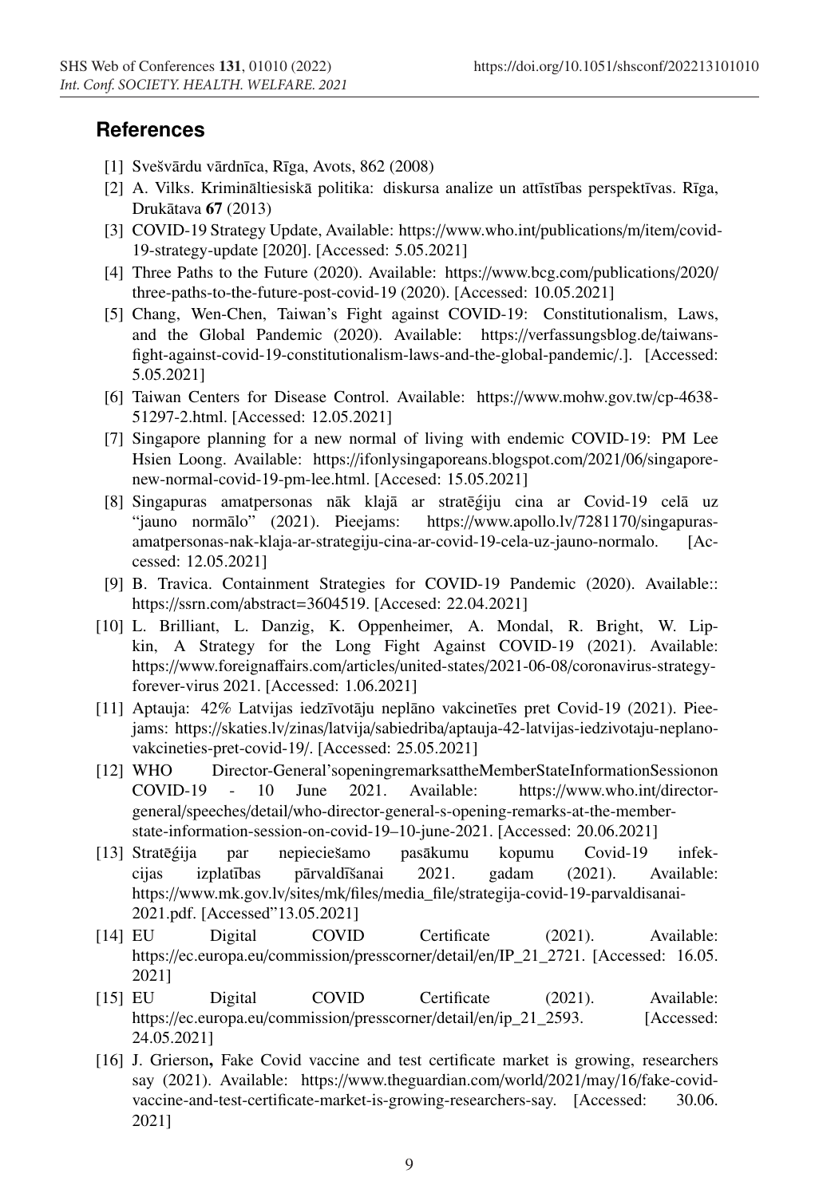## References

[1] Svešvārdu vārdnīca, Rīga, Avots, 862 (2008)

[2] A. Vilks. Krimināltiesiskā politika: diskursa analize un attīstības perspektīvas. Rīga, Drukātava **67** (2013)

[3] COVID-19 Strategy Update, Available: https://www.who.int/publications/m/item/covid-19-strategy-update [2020]. [Accessed: 5.05.2021]

[4] Three Paths to the Future (2020). Available: https://www.bcg.com/publications/2020/three-paths-to-the-future-post-covid-19 (2020). [Accessed: 10.05.2021]

[5] Chang, Wen-Chen, Taiwan's Fight against COVID-19: Constitutionalism, Laws, and the Global Pandemic (2020). Available: https://verfassungsblog.de/taiwans-fight-against-covid-19-constitutionalism-laws-and-the-global-pandemic/.]. [Accessed: 5.05.2021]

[6] Taiwan Centers for Disease Control. Available: https://www.mohw.gov.tw/cp-4638-51297-2.html. [Accessed: 12.05.2021]

[7] Singapore planning for a new normal of living with endemic COVID-19: PM Lee Hsien Loong. Available: https://ifonlysingaporeans.blogspot.com/2021/06/singapore-new-normal-covid-19-pm-lee.html. [Accesed: 15.05.2021]

[8] Singapuras amatpersonas nāk klajā ar stratēģiju cina ar Covid-19 celā uz "jauno normālo" (2021). Pieejams: https://www.apollo.lv/7281170/singapuras-amatpersonas-nak-klaja-ar-strategiju-cina-ar-covid-19-cela-uz-jauno-normalo. [Accessed: 12.05.2021]

[9] B. Travica. Containment Strategies for COVID-19 Pandemic (2020). Available:: https://ssrn.com/abstract=3604519. [Accesed: 22.04.2021]

[10] L. Brilliant, L. Danzig, K. Oppenheimer, A. Mondal, R. Bright, W. Lipkin, A Strategy for the Long Fight Against COVID-19 (2021). Available: https://www.foreignaffairs.com/articles/united-states/2021-06-08/coronavirus-strategy-forever-virus 2021. [Accessed: 1.06.2021]

[11] Aptauja: 42% Latvijas iedzīvotāju neplāno vakcinetīes pret Covid-19 (2021). Pieejams: https://skaties.lv/zinas/latvija/sabiedriba/aptauja-42-latvijas-iedzivotaju-neplano-vakcineties-pret-covid-19/. [Accessed: 25.05.2021]

[12] WHO Director-General'sopeningremarksattheMemberStateInformationSessionon COVID-19 - 10 June 2021. Available: https://www.who.int/director-general/speeches/detail/who-director-general-s-opening-remarks-at-the-member-state-information-session-on-covid-19–10-june-2021. [Accessed: 20.06.2021]

[13] Stratēģija par nepieciešamo pasākumu kopumu Covid-19 infekcijas izplatības pārvaldīšanai 2021. gadam (2021). Available: https://www.mk.gov.lv/sites/mk/files/media_file/strategija-covid-19-parvaldisanai-2021.pdf. [Accessed"13.05.2021]

[14] EU Digital COVID Certificate (2021). Available: https://ec.europa.eu/commission/presscorner/detail/en/IP_21_2721. [Accessed: 16.05. 2021]

[15] EU Digital COVID Certificate (2021). Available: https://ec.europa.eu/commission/presscorner/detail/en/ip_21_2593. [Accessed: 24.05.2021]

[16] J. Grierson**,** Fake Covid vaccine and test certificate market is growing, researchers say (2021). Available: https://www.theguardian.com/world/2021/may/16/fake-covid-vaccine-and-test-certificate-market-is-growing-researchers-say. [Accessed: 30.06. 2021]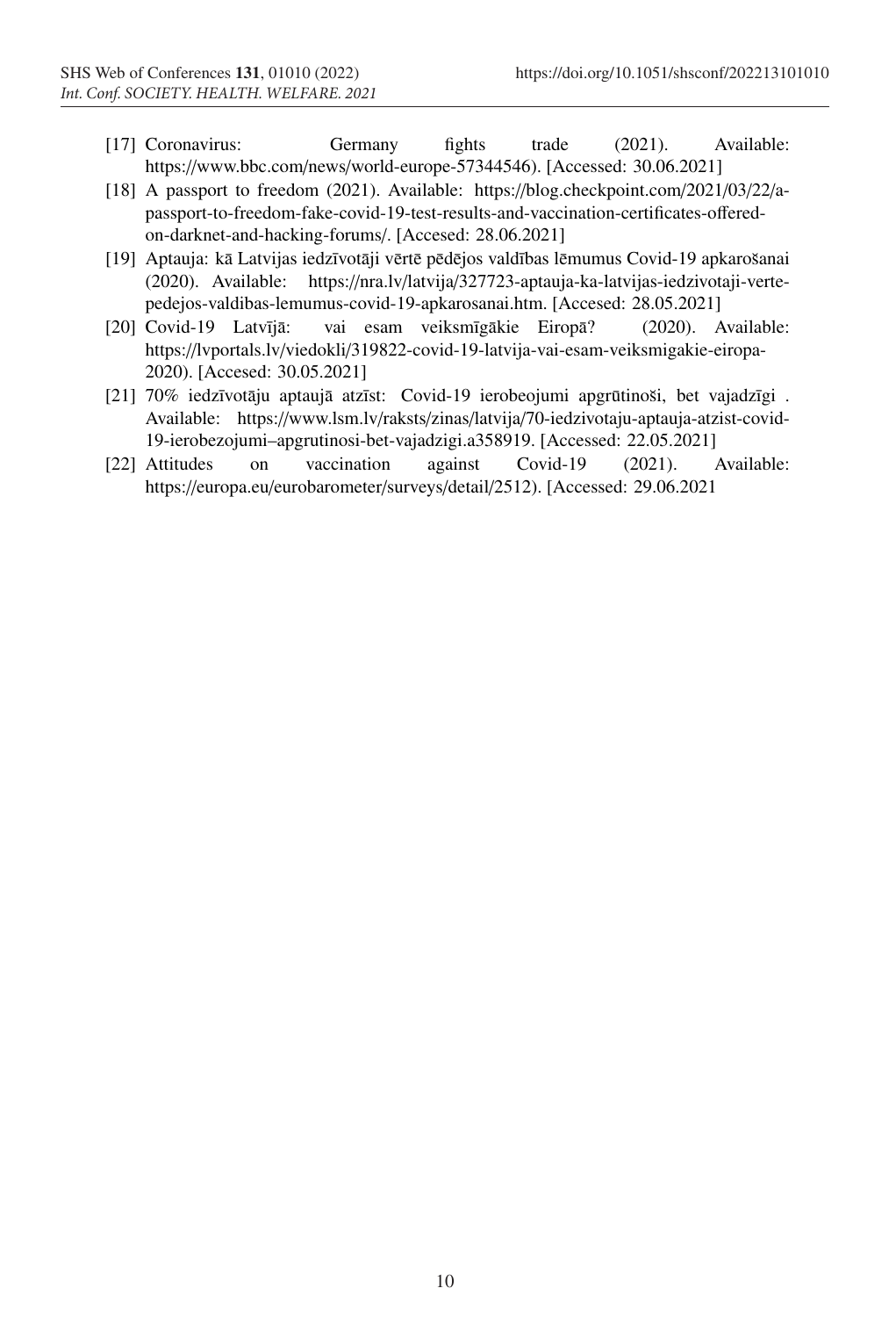[17] Coronavirus: Germany fights trade (2021). Available: https://www.bbc.com/news/world-europe-57344546). [Accessed: 30.06.2021]

[18] A passport to freedom (2021). Available: https://blog.checkpoint.com/2021/03/22/a-passport-to-freedom-fake-covid-19-test-results-and-vaccination-certificates-offered-on-darknet-and-hacking-forums/. [Accesed: 28.06.2021]

[19] Aptauja: kā Latvijas iedzīvotāji vērtē pēdējos valdības lēmumus Covid-19 apkarošanai (2020). Available: https://nra.lv/latvija/327723-aptauja-ka-latvijas-iedzivotaji-verte-pedejos-valdibas-lemumus-covid-19-apkarosanai.htm. [Accesed: 28.05.2021]

[20] Covid-19 Latvījā: vai esam veiksmīgākie Eiropā? (2020). Available: https://lvportals.lv/viedokli/319822-covid-19-latvija-vai-esam-veiksmigakie-eiropa-2020). [Accesed: 30.05.2021]

[21] 70% iedzīvotāju aptaujā atzīst: Covid-19 ierobeojumi apgrūtinoši, bet vajadzīgi . Available: https://www.lsm.lv/raksts/zinas/latvija/70-iedzivotaju-aptauja-atzist-covid-19-ierobezojumi–apgrutinosi-bet-vajadzigi.a358919. [Accessed: 22.05.2021]

[22] Attitudes on vaccination against Covid-19 (2021). Available: https://europa.eu/eurobarometer/surveys/detail/2512). [Accessed: 29.06.2021